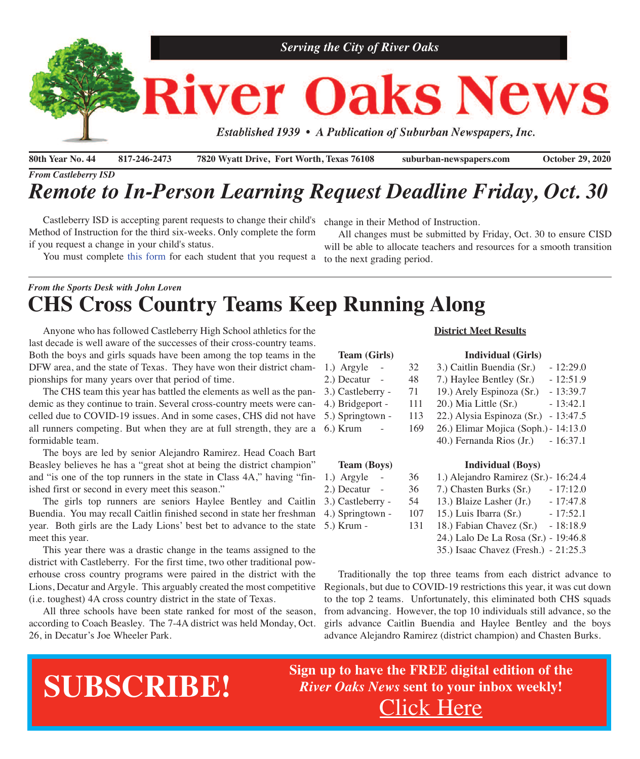*Serving the City of River Oaks*

# River Oaks News

*Established 1939 • A Publication of Suburban Newspapers, Inc.*

**80th Year No. 44** | **817-246-2473** | **7820 Wyatt Drive, Fort Worth, Texas 76108** | **suburban-newspapers.com** | **October 29, 2020**

***From Castleberry ISD***

## *Remote to In-Person Learning Request Deadline Friday, Oct. 30*

Castleberry ISD is accepting parent requests to change their child's Method of Instruction for the third six-weeks. Only complete the form if you request a change in your child's status.

You must complete this form for each student that you request a change in their Method of Instruction.

All changes must be submitted by Friday, Oct. 30 to ensure CISD will be able to allocate teachers and resources for a smooth transition to the next grading period.

***From the Sports Desk with John Loven***

## CHS Cross Country Teams Keep Running Along

Anyone who has followed Castleberry High School athletics for the last decade is well aware of the successes of their cross-country teams. Both the boys and girls squads have been among the top teams in the DFW area, and the state of Texas. They have won their district championships for many years over that period of time.

The CHS team this year has battled the elements as well as the pandemic as they continue to train. Several cross-country meets were cancelled due to COVID-19 issues. And in some cases, CHS did not have all runners competing. But when they are at full strength, they are a formidable team.

The boys are led by senior Alejandro Ramirez. Head Coach Bart Beasley believes he has a "great shot at being the district champion" and "is one of the top runners in the state in Class 4A," having "finished first or second in every meet this season."

The girls top runners are seniors Haylee Bentley and Caitlin Buendia. You may recall Caitlin finished second in state her freshman year. Both girls are the Lady Lions' best bet to advance to the state meet this year.

This year there was a drastic change in the teams assigned to the district with Castleberry. For the first time, two other traditional powerhouse cross country programs were paired in the district with the Lions, Decatur and Argyle. This arguably created the most competitive (i.e. toughest) 4A cross country district in the state of Texas.

All three schools have been state ranked for most of the season, according to Coach Beasley. The 7-4A district was held Monday, Oct. 26, in Decatur's Joe Wheeler Park.

**District Meet Results**

| Team (Girls) | | Individual (Girls) | |
|---|---|---|---|
| 1.) Argyle | 32 | 3.) Caitlin Buendia (Sr.) | 12:29.0 |
| 2.) Decatur | 48 | 7.) Haylee Bentley (Sr.) | 12:51.9 |
| 3.) Castleberry | 71 | 19.) Arely Espinoza (Sr.) | 13:39.7 |
| 4.) Bridgeport | 111 | 20.) Mia Little (Sr.) | 13:42.1 |
| 5.) Springtown | 113 | 22.) Alysia Espinoza (Sr.) | 13:47.5 |
| 6.) Krum | 169 | 26.) Elimar Mojica (Soph.) | 14:13.0 |
| | | 40.) Fernanda Rios (Jr.) | 16:37.1 |

| Team (Boys) | | Individual (Boys) | |
|---|---|---|---|
| 1.) Argyle | 36 | 1.) Alejandro Ramirez (Sr.) | 16:24.4 |
| 2.) Decatur | 36 | 7.) Chasten Burks (Sr.) | 17:12.0 |
| 3.) Castleberry | 54 | 13.) Blaize Lasher (Jr.) | 17:47.8 |
| 4.) Springtown | 107 | 15.) Luis Ibarra (Sr.) | 17:52.1 |
| 5.) Krum | 131 | 18.) Fabian Chavez (Sr.) | 18:18.9 |
| | | 24.) Lalo De La Rosa (Sr.) | 19:46.8 |
| | | 35.) Isaac Chavez (Fresh.) | 21:25.3 |

Traditionally the top three teams from each district advance to Regionals, but due to COVID-19 restrictions this year, it was cut down to the top 2 teams. Unfortunately, this eliminated both CHS squads from advancing. However, the top 10 individuals still advance, so the girls advance Caitlin Buendia and Haylee Bentley and the boys advance Alejandro Ramirez (district champion) and Chasten Burks.

# SUBSCRIBE!

**Sign up to have the FREE digital edition of the *River Oaks News* sent to your inbox weekly!**

Click Here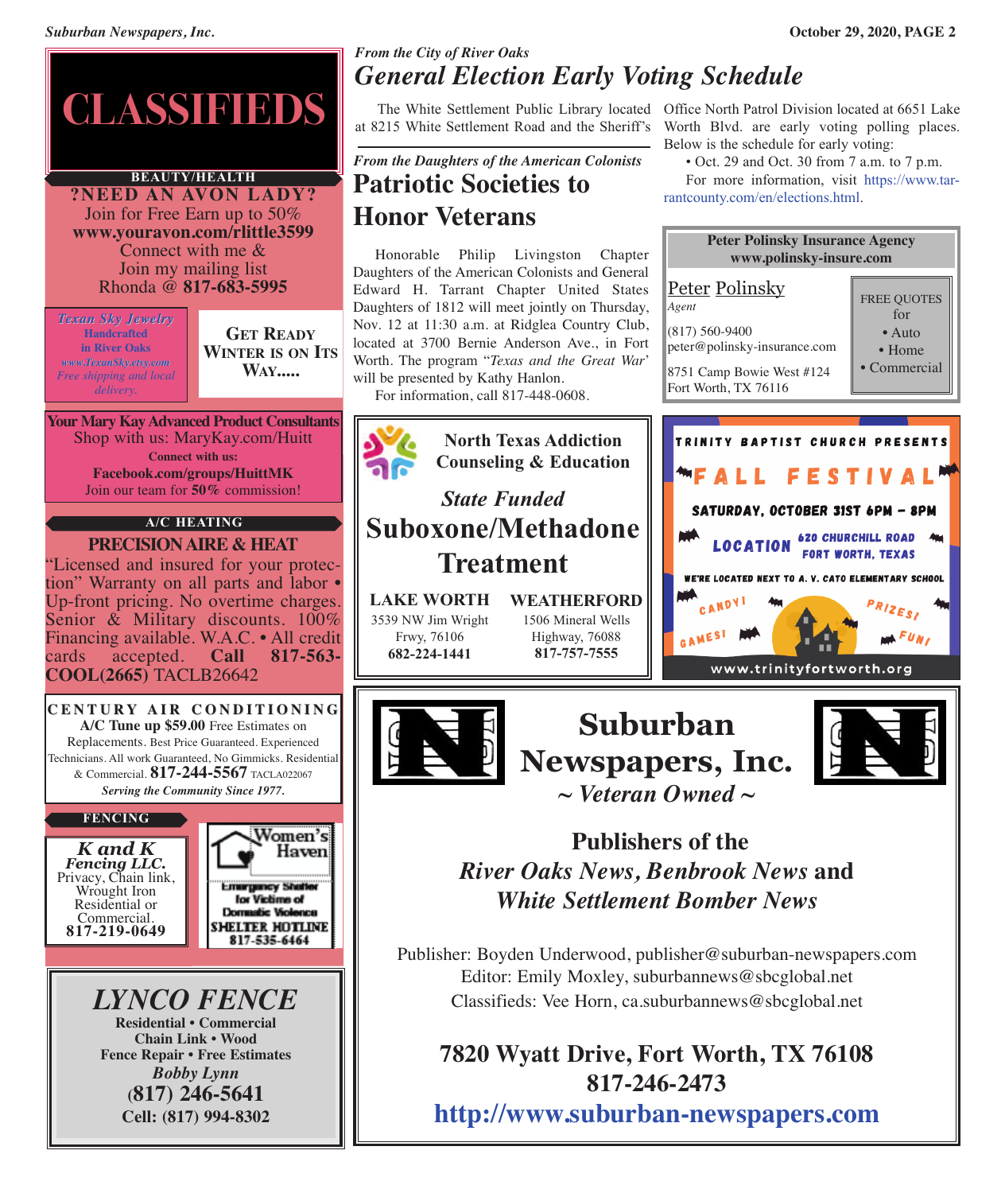# CLASSIFIEDS

**BEAUTY/HEALTH**

**?NEED AN AVON LADY?**
Join for Free Earn up to 50%
**www.youravon.com/rlittle3599**
Connect with me &
Join my mailing list
Rhonda @ **817-683-5995**

*Texan Sky Jewelry*
**Handcrafted in River Oaks**
*www.TexanSky.etsy.com*
*Free shipping and local delivery.*

**GET READY WINTER IS ON ITS WAY.....**

**Your Mary Kay Advanced Product Consultants**
Shop with us: MaryKay.com/Huitt
**Connect with us:**
**Facebook.com/groups/HuittMK**
Join our team for **50%** commission!

**A/C HEATING**

**PRECISION AIRE & HEAT**
"Licensed and insured for your protection" Warranty on all parts and labor • Up-front pricing. No overtime charges. Senior & Military discounts. 100% Financing available. W.A.C. • All credit cards accepted. **Call 817-563-COOL(2665)** TACLB26642

**CENTURY AIR CONDITIONING**
**A/C Tune up $59.00** Free Estimates on Replacements. Best Price Guaranteed. Experienced Technicians. All work Guaranteed, No Gimmicks. Residential & Commercial. **817-244-5567** TACLA022067
***Serving the Community Since 1977.***

**FENCING**

***K and K Fencing LLC.***
Privacy, Chain link, Wrought Iron
Residential or Commercial.
**817-219-0649**

**Women's Haven**
Emergency Shelter for Victims of Domestic Violence
**SHELTER HOTLINE 817-535-6464**

## *LYNCO FENCE*
**Residential • Commercial**
**Chain Link • Wood**
**Fence Repair • Free Estimates**
***Bobby Lynn***
**(817) 246-5641**
**Cell: (817) 994-8302**

---

*From the City of River Oaks*

## *General Election Early Voting Schedule*

The White Settlement Public Library located at 8215 White Settlement Road and the Sheriff's Office North Patrol Division located at 6651 Lake Worth Blvd. are early voting polling places. Below is the schedule for early voting:

• Oct. 29 and Oct. 30 from 7 a.m. to 7 p.m.

For more information, visit https://www.tarrantcounty.com/en/elections.html.

---

*From the Daughters of the American Colonists*

## Patriotic Societies to Honor Veterans

Honorable Philip Livingston Chapter Daughters of the American Colonists and General Edward H. Tarrant Chapter United States Daughters of 1812 will meet jointly on Thursday, Nov. 12 at 11:30 a.m. at Ridglea Country Club, located at 3700 Bernie Anderson Ave., in Fort Worth. The program "*Texas and the Great War*" will be presented by Kathy Hanlon.

For information, call 817-448-0608.

---

**Peter Polinsky Insurance Agency**
**www.polinsky-insure.com**

Peter Polinsky
*Agent*
(817) 560-9400
peter@polinsky-insurance.com
8751 Camp Bowie West #124
Fort Worth, TX 76116

FREE QUOTES for
• Auto
• Home
• Commercial

---

**North Texas Addiction Counseling & Education**

*State Funded*
**Suboxone/Methadone Treatment**

**LAKE WORTH**
3539 NW Jim Wright Frwy, 76106
**682-224-1441**

**WEATHERFORD**
1506 Mineral Wells Highway, 76088
**817-757-7555**

---

**TRINITY BAPTIST CHURCH PRESENTS**
**FALL FESTIVAL**
**SATURDAY, OCTOBER 31ST 6PM – 8PM**
**LOCATION** 620 CHURCHILL ROAD FORT WORTH, TEXAS
WE'RE LOCATED NEXT TO A. V. CATO ELEMENTARY SCHOOL
CANDY! PRIZES! GAMES! FUN!
www.trinityfortworth.org

---

## Suburban Newspapers, Inc.
***~ Veteran Owned ~***

**Publishers of the**
***River Oaks News, Benbrook News* and *White Settlement Bomber News***

Publisher: Boyden Underwood, publisher@suburban-newspapers.com
Editor: Emily Moxley, suburbannews@sbcglobal.net
Classifieds: Vee Horn, ca.suburbannews@sbcglobal.net

**7820 Wyatt Drive, Fort Worth, TX 76108**
**817-246-2473**
**http://www.suburban-newspapers.com**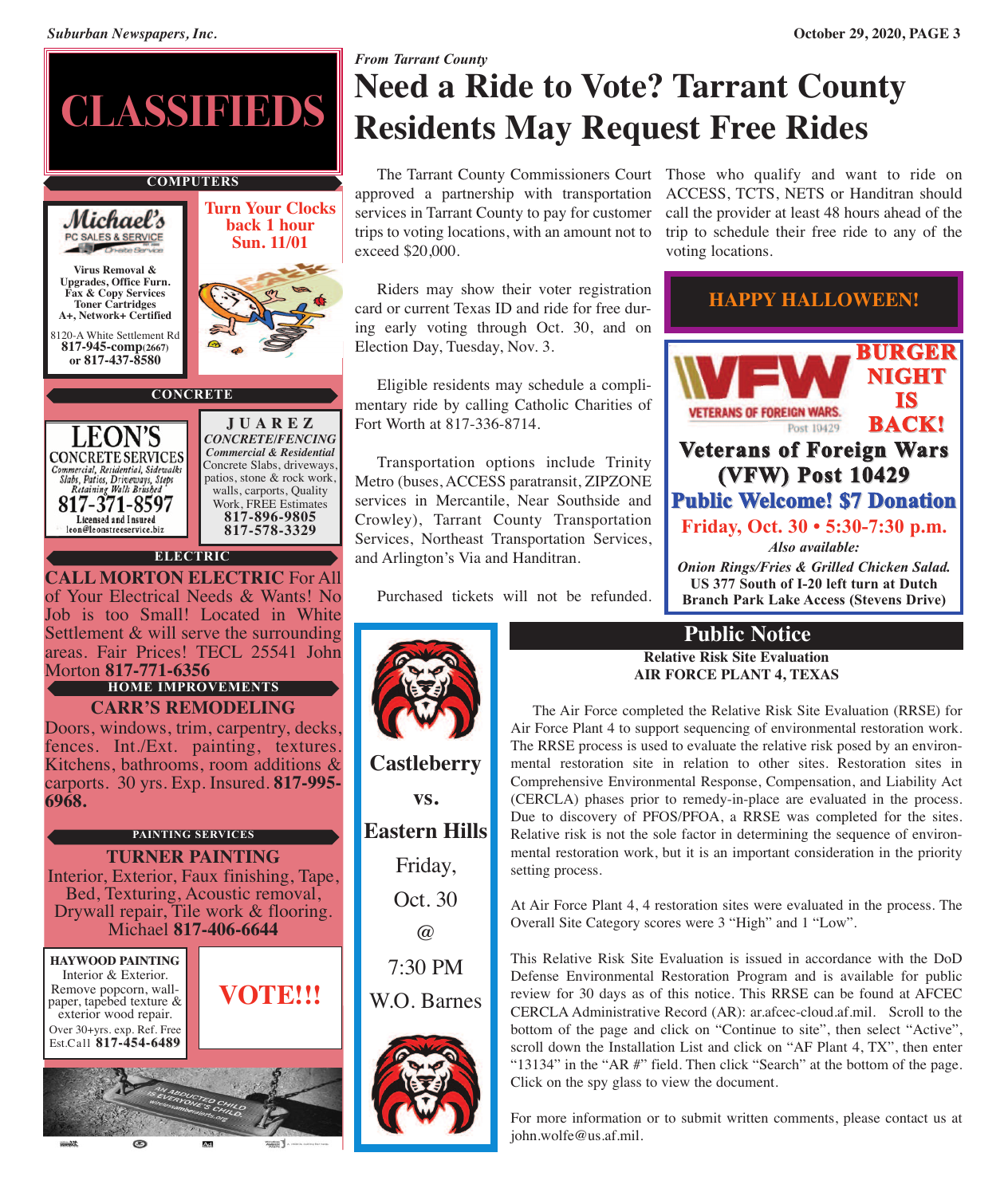# CLASSIFIEDS

## COMPUTERS

**Michael's PC SALES & SERVICE**

**Virus Removal & Upgrades, Office Furn. Fax & Copy Services Toner Cartridges A+, Network+ Certified**

8120-A White Settlement Rd
**817-945-comp(2667)**
**or 817-437-8580**

**Turn Your Clocks back 1 hour Sun. 11/01**

## CONCRETE

**LEON'S CONCRETE SERVICES**
*Commercial, Residential, Sidewalks Slabs, Patios, Driveways, Steps Retaining Walls Brushed*
**817-371-8597**
Licensed and Insured
leon@leonstreeservice.biz

**JUAREZ**
***CONCRETE/FENCING***
***Commercial & Residential***
Concrete Slabs, driveways, patios, stone & rock work, walls, carports, Quality Work, FREE Estimates
**817-896-9805**
**817-578-3329**

## ELECTRIC

**CALL MORTON ELECTRIC** For All of Your Electrical Needs & Wants! No Job is too Small! Located in White Settlement & will serve the surrounding areas. Fair Prices! TECL 25541 John Morton **817-771-6356**

## HOME IMPROVEMENTS

**CARR'S REMODELING**

Doors, windows, trim, carpentry, decks, fences. Int./Ext. painting, textures. Kitchens, bathrooms, room additions & carports. 30 yrs. Exp. Insured. **817-995-6968.**

## PAINTING SERVICES

**TURNER PAINTING**

Interior, Exterior, Faux finishing, Tape, Bed, Texturing, Acoustic removal, Drywall repair, Tile work & flooring. Michael **817-406-6644**

**HAYWOOD PAINTING**
Interior & Exterior. Remove popcorn, wallpaper, tapebed texture & exterior wood repair. Over 30+yrs. exp. Ref. Free Est.Call **817-454-6489**

**VOTE!!!**

AN ABDUCTED CHILD IS EVERYONE'S CHILD. wirelessamberalerts.org

*From Tarrant County*

# Need a Ride to Vote? Tarrant County Residents May Request Free Rides

The Tarrant County Commissioners Court approved a partnership with transportation services in Tarrant County to pay for customer trips to voting locations, with an amount not to exceed $20,000.

Riders may show their voter registration card or current Texas ID and ride for free during early voting through Oct. 30, and on Election Day, Tuesday, Nov. 3.

Eligible residents may schedule a complimentary ride by calling Catholic Charities of Fort Worth at 817-336-8714.

Transportation options include Trinity Metro (buses, ACCESS paratransit, ZIPZONE services in Mercantile, Near Southside and Crowley), Tarrant County Transportation Services, Northeast Transportation Services, and Arlington's Via and Handitran.

Purchased tickets will not be refunded. Those who qualify and want to ride on ACCESS, TCTS, NETS or Handitran should call the provider at least 48 hours ahead of the trip to schedule their free ride to any of the voting locations.

**HAPPY HALLOWEEN!**

**VFW** VETERANS OF FOREIGN WARS. Post 10429

**BURGER NIGHT IS BACK!**

**Veterans of Foreign Wars (VFW) Post 10429**

**Public Welcome! $7 Donation**

**Friday, Oct. 30 • 5:30-7:30 p.m.**

***Also available:***

***Onion Rings/Fries & Grilled Chicken Salad.***
**US 377 South of I-20 left turn at Dutch Branch Park Lake Access (Stevens Drive)**

**Castleberry vs. Eastern Hills**

Friday, Oct. 30 @ 7:30 PM W.O. Barnes

## Public Notice

**Relative Risk Site Evaluation**
**AIR FORCE PLANT 4, TEXAS**

The Air Force completed the Relative Risk Site Evaluation (RRSE) for Air Force Plant 4 to support sequencing of environmental restoration work. The RRSE process is used to evaluate the relative risk posed by an environmental restoration site in relation to other sites. Restoration sites in Comprehensive Environmental Response, Compensation, and Liability Act (CERCLA) phases prior to remedy-in-place are evaluated in the process. Due to discovery of PFOS/PFOA, a RRSE was completed for the sites. Relative risk is not the sole factor in determining the sequence of environmental restoration work, but it is an important consideration in the priority setting process.

At Air Force Plant 4, 4 restoration sites were evaluated in the process. The Overall Site Category scores were 3 "High" and 1 "Low".

This Relative Risk Site Evaluation is issued in accordance with the DoD Defense Environmental Restoration Program and is available for public review for 30 days as of this notice. This RRSE can be found at AFCEC CERCLA Administrative Record (AR): ar.afcec-cloud.af.mil. Scroll to the bottom of the page and click on "Continue to site", then select "Active", scroll down the Installation List and click on "AF Plant 4, TX", then enter "13134" in the "AR #" field. Then click "Search" at the bottom of the page. Click on the spy glass to view the document.

For more information or to submit written comments, please contact us at john.wolfe@us.af.mil.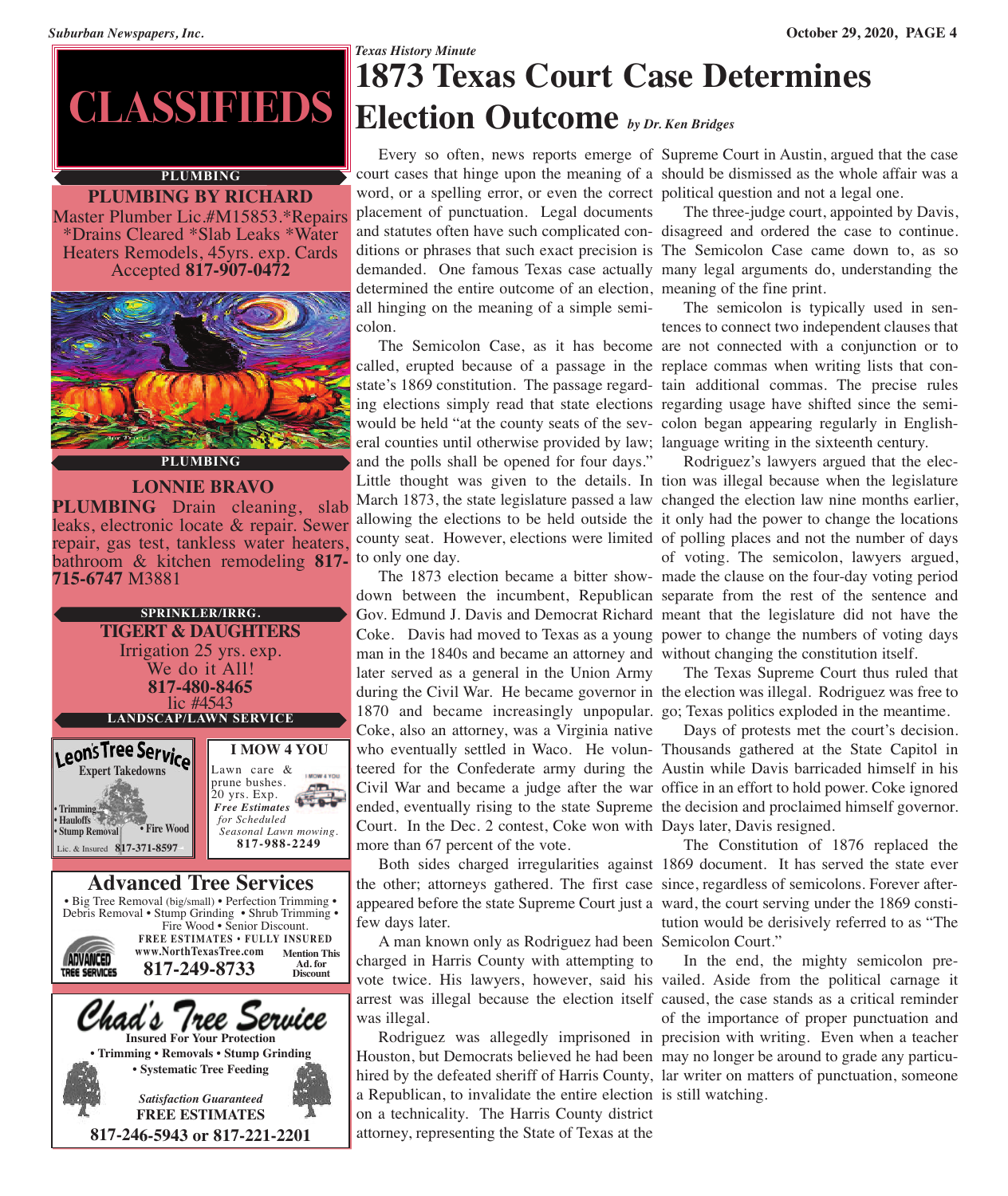# CLASSIFIEDS

**PLUMBING**

**PLUMBING BY RICHARD**
Master Plumber Lic.#M15853.*Repairs *Drains Cleared *Slab Leaks *Water Heaters Remodels, 45yrs. exp. Cards Accepted **817-907-0472**

**PLUMBING**

**LONNIE BRAVO PLUMBING** Drain cleaning, slab leaks, electronic locate & repair. Sewer repair, gas test, tankless water heaters, bathroom & kitchen remodeling **817-715-6747** M3881

**SPRINKLER/IRRG.**

**TIGERT & DAUGHTERS**
Irrigation 25 yrs. exp.
We do it All!
**817-480-8465**
lic #4543

**LANDSCAP/LAWN SERVICE**

**Leon's Tree Service**
Expert Takedowns
• Trimming
• Hauloffs
• Stump Removal
• Fire Wood
Lic. & Insured **817-371-8597**

**I MOW 4 YOU**
Lawn care & prune bushes.
20 yrs. Exp.
***Free Estimates*** *for Scheduled Seasonal Lawn mowing.*
**817-988-2249**

**Advanced Tree Services**
• Big Tree Removal (big/small) • Perfection Trimming • Debris Removal • Stump Grinding • Shrub Trimming • Fire Wood • Senior Discount.
**FREE ESTIMATES • FULLY INSURED**
**www.NorthTexasTree.com**
**817-249-8733**
**Mention This Ad. for Discount**

**Chad's Tree Service**
**Insured For Your Protection**
**• Trimming • Removals • Stump Grinding**
**• Systematic Tree Feeding**
***Satisfaction Guaranteed***
**FREE ESTIMATES**
**817-246-5943 or 817-221-2201**

*Texas History Minute*

# 1873 Texas Court Case Determines Election Outcome

*by Dr. Ken Bridges*

Every so often, news reports emerge of court cases that hinge upon the meaning of a word, or a spelling error, or even the correct placement of punctuation. Legal documents and statutes often have such complicated conditions or phrases that such exact precision is demanded. One famous Texas case actually determined the entire outcome of an election, all hinging on the meaning of a simple semicolon.

The Semicolon Case, as it has become called, erupted because of a passage in the state's 1869 constitution. The passage regarding elections simply read that state elections would be held "at the county seats of the several counties until otherwise provided by law; and the polls shall be opened for four days." Little thought was given to the details. In March 1873, the state legislature passed a law allowing the elections to be held outside the county seat. However, elections were limited to only one day.

The 1873 election became a bitter showdown between the incumbent, Republican Gov. Edmund J. Davis and Democrat Richard Coke. Davis had moved to Texas as a young man in the 1840s and became an attorney and later served as a general in the Union Army during the Civil War. He became governor in 1870 and became increasingly unpopular. Coke, also an attorney, was a Virginia native who eventually settled in Waco. He volunteered for the Confederate army during the Civil War and became a judge after the war ended, eventually rising to the state Supreme Court. In the Dec. 2 contest, Coke won with more than 67 percent of the vote.

Both sides charged irregularities against the other; attorneys gathered. The first case appeared before the state Supreme Court just a few days later.

A man known only as Rodriguez had been charged in Harris County with attempting to vote twice. His lawyers, however, said his arrest was illegal because the election itself was illegal.

Rodriguez was allegedly imprisoned in Houston, but Democrats believed he had been hired by the defeated sheriff of Harris County, a Republican, to invalidate the entire election on a technicality. The Harris County district attorney, representing the State of Texas at the Supreme Court in Austin, argued that the case should be dismissed as the whole affair was a political question and not a legal one.

The three-judge court, appointed by Davis, disagreed and ordered the case to continue. The Semicolon Case came down to, as so many legal arguments do, understanding the meaning of the fine print.

The semicolon is typically used in sentences to connect two independent clauses that are not connected with a conjunction or to replace commas when writing lists that contain additional commas. The precise rules regarding usage have shifted since the semicolon began appearing regularly in English-language writing in the sixteenth century.

Rodriguez's lawyers argued that the election was illegal because when the legislature changed the election law nine months earlier, it only had the power to change the locations of polling places and not the number of days of voting. The semicolon, lawyers argued, made the clause on the four-day voting period separate from the rest of the sentence and meant that the legislature did not have the power to change the numbers of voting days without changing the constitution itself.

The Texas Supreme Court thus ruled that the election was illegal. Rodriguez was free to go; Texas politics exploded in the meantime.

Days of protests met the court's decision. Thousands gathered at the State Capitol in Austin while Davis barricaded himself in his office in an effort to hold power. Coke ignored the decision and proclaimed himself governor. Days later, Davis resigned.

The Constitution of 1876 replaced the 1869 document. It has served the state ever since, regardless of semicolons. Forever afterward, the court serving under the 1869 constitution would be derisively referred to as "The Semicolon Court."

In the end, the mighty semicolon prevailed. Aside from the political carnage it caused, the case stands as a critical reminder of the importance of proper punctuation and precision with writing. Even when a teacher may no longer be around to grade any particular writer on matters of punctuation, someone is still watching.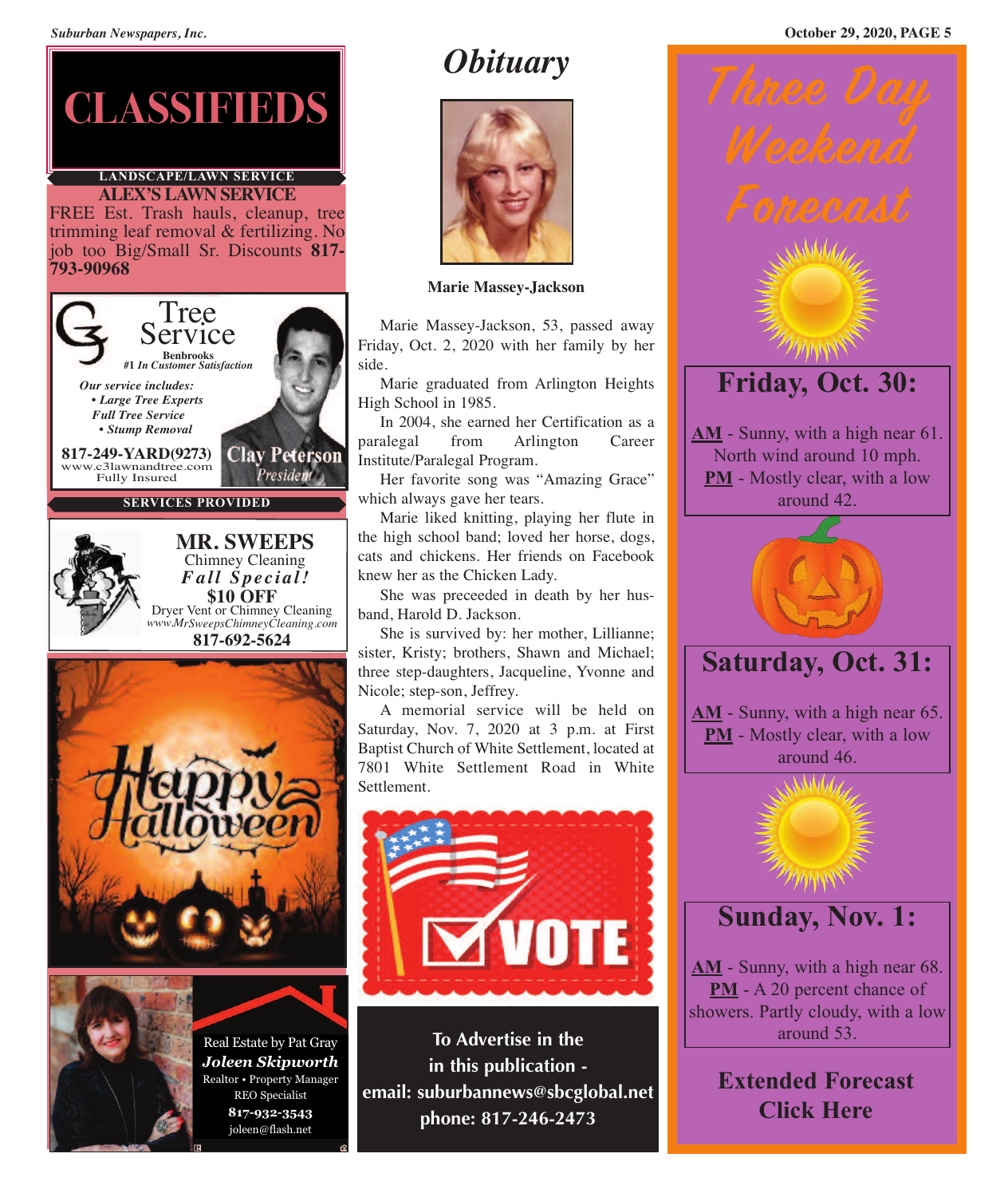# CLASSIFIEDS

**LANDSCAPE/LAWN SERVICE**

**ALEX'S LAWN SERVICE**

FREE Est. Trash hauls, cleanup, tree trimming leaf removal & fertilizing. No job too Big/Small Sr. Discounts **817-793-90968**

Tree Service
Benbrooks
*#1 In Customer Satisfaction*

*Our service includes:*
*• Large Tree Experts*
*Full Tree Service*
*• Stump Removal*

**817-249-YARD(9273)**
www.c3lawnandtree.com
Fully Insured

**Clay Peterson**
*President*

**SERVICES PROVIDED**

**MR. SWEEPS**
Chimney Cleaning
***Fall Special!***
**$10 OFF**
Dryer Vent or Chimney Cleaning
*www.MrSweepsChimneyCleaning.com*
**817-692-5624**

Happy Halloween

Real Estate by Pat Gray
***Joleen Skipworth***
Realtor • Property Manager
REO Specialist
**817-932-3543**
joleen@flash.net

# *Obituary*

**Marie Massey-Jackson**

Marie Massey-Jackson, 53, passed away Friday, Oct. 2, 2020 with her family by her side.

Marie graduated from Arlington Heights High School in 1985.

In 2004, she earned her Certification as a paralegal from Arlington Career Institute/Paralegal Program.

Her favorite song was "Amazing Grace" which always gave her tears.

Marie liked knitting, playing her flute in the high school band; loved her horse, dogs, cats and chickens. Her friends on Facebook knew her as the Chicken Lady.

She was preceeded in death by her husband, Harold D. Jackson.

She is survived by: her mother, Lillianne; sister, Kristy; brothers, Shawn and Michael; three step-daughters, Jacqueline, Yvonne and Nicole; step-son, Jeffrey.

A memorial service will be held on Saturday, Nov. 7, 2020 at 3 p.m. at First Baptist Church of White Settlement, located at 7801 White Settlement Road in White Settlement.

VOTE

**To Advertise in the in this publication -**
**email: suburbannews@sbcglobal.net**
**phone: 817-246-2473**

# Three Day Weekend Forecast

## Friday, Oct. 30:

**AM** - Sunny, with a high near 61. North wind around 10 mph.
**PM** - Mostly clear, with a low around 42.

## Saturday, Oct. 31:

**AM** - Sunny, with a high near 65.
**PM** - Mostly clear, with a low around 46.

## Sunday, Nov. 1:

**AM** - Sunny, with a high near 68.
**PM** - A 20 percent chance of showers. Partly cloudy, with a low around 53.

**Extended Forecast Click Here**